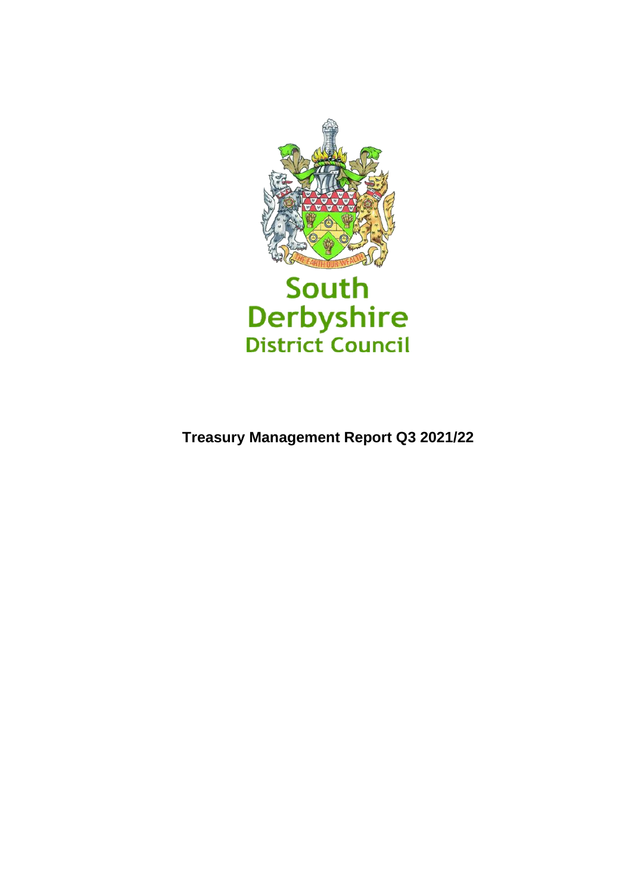South Derbyshire District Council

# Treasury Management Report Q3 2021/22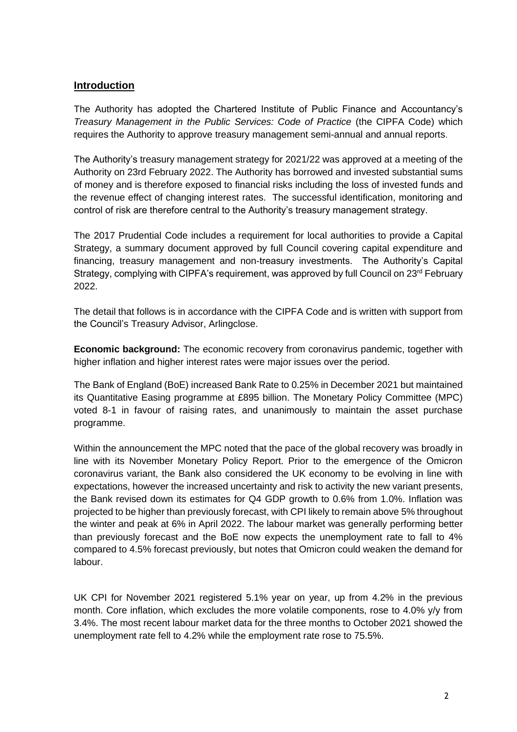## Introduction

The Authority has adopted the Chartered Institute of Public Finance and Accountancy's *Treasury Management in the Public Services: Code of Practice* (the CIPFA Code) which requires the Authority to approve treasury management semi-annual and annual reports.

The Authority's treasury management strategy for 2021/22 was approved at a meeting of the Authority on 23rd February 2022. The Authority has borrowed and invested substantial sums of money and is therefore exposed to financial risks including the loss of invested funds and the revenue effect of changing interest rates. The successful identification, monitoring and control of risk are therefore central to the Authority's treasury management strategy.

The 2017 Prudential Code includes a requirement for local authorities to provide a Capital Strategy, a summary document approved by full Council covering capital expenditure and financing, treasury management and non-treasury investments. The Authority's Capital Strategy, complying with CIPFA's requirement, was approved by full Council on 23rd February 2022.

The detail that follows is in accordance with the CIPFA Code and is written with support from the Council's Treasury Advisor, Arlingclose.

**Economic background:** The economic recovery from coronavirus pandemic, together with higher inflation and higher interest rates were major issues over the period.

The Bank of England (BoE) increased Bank Rate to 0.25% in December 2021 but maintained its Quantitative Easing programme at £895 billion. The Monetary Policy Committee (MPC) voted 8-1 in favour of raising rates, and unanimously to maintain the asset purchase programme.

Within the announcement the MPC noted that the pace of the global recovery was broadly in line with its November Monetary Policy Report. Prior to the emergence of the Omicron coronavirus variant, the Bank also considered the UK economy to be evolving in line with expectations, however the increased uncertainty and risk to activity the new variant presents, the Bank revised down its estimates for Q4 GDP growth to 0.6% from 1.0%. Inflation was projected to be higher than previously forecast, with CPI likely to remain above 5% throughout the winter and peak at 6% in April 2022. The labour market was generally performing better than previously forecast and the BoE now expects the unemployment rate to fall to 4% compared to 4.5% forecast previously, but notes that Omicron could weaken the demand for labour.

UK CPI for November 2021 registered 5.1% year on year, up from 4.2% in the previous month. Core inflation, which excludes the more volatile components, rose to 4.0% y/y from 3.4%. The most recent labour market data for the three months to October 2021 showed the unemployment rate fell to 4.2% while the employment rate rose to 75.5%.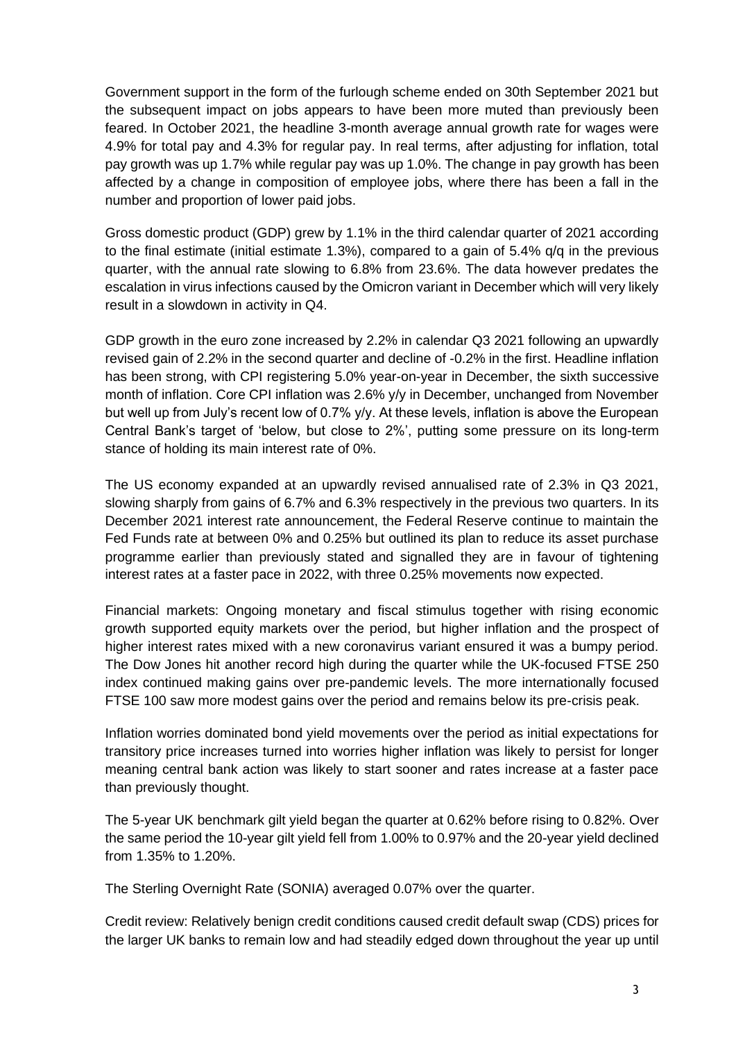Government support in the form of the furlough scheme ended on 30th September 2021 but the subsequent impact on jobs appears to have been more muted than previously been feared. In October 2021, the headline 3-month average annual growth rate for wages were 4.9% for total pay and 4.3% for regular pay. In real terms, after adjusting for inflation, total pay growth was up 1.7% while regular pay was up 1.0%. The change in pay growth has been affected by a change in composition of employee jobs, where there has been a fall in the number and proportion of lower paid jobs.

Gross domestic product (GDP) grew by 1.1% in the third calendar quarter of 2021 according to the final estimate (initial estimate 1.3%), compared to a gain of 5.4% q/q in the previous quarter, with the annual rate slowing to 6.8% from 23.6%. The data however predates the escalation in virus infections caused by the Omicron variant in December which will very likely result in a slowdown in activity in Q4.

GDP growth in the euro zone increased by 2.2% in calendar Q3 2021 following an upwardly revised gain of 2.2% in the second quarter and decline of -0.2% in the first. Headline inflation has been strong, with CPI registering 5.0% year-on-year in December, the sixth successive month of inflation. Core CPI inflation was 2.6% y/y in December, unchanged from November but well up from July's recent low of 0.7% y/y. At these levels, inflation is above the European Central Bank's target of 'below, but close to 2%', putting some pressure on its long-term stance of holding its main interest rate of 0%.

The US economy expanded at an upwardly revised annualised rate of 2.3% in Q3 2021, slowing sharply from gains of 6.7% and 6.3% respectively in the previous two quarters. In its December 2021 interest rate announcement, the Federal Reserve continue to maintain the Fed Funds rate at between 0% and 0.25% but outlined its plan to reduce its asset purchase programme earlier than previously stated and signalled they are in favour of tightening interest rates at a faster pace in 2022, with three 0.25% movements now expected.

Financial markets: Ongoing monetary and fiscal stimulus together with rising economic growth supported equity markets over the period, but higher inflation and the prospect of higher interest rates mixed with a new coronavirus variant ensured it was a bumpy period. The Dow Jones hit another record high during the quarter while the UK-focused FTSE 250 index continued making gains over pre-pandemic levels. The more internationally focused FTSE 100 saw more modest gains over the period and remains below its pre-crisis peak.

Inflation worries dominated bond yield movements over the period as initial expectations for transitory price increases turned into worries higher inflation was likely to persist for longer meaning central bank action was likely to start sooner and rates increase at a faster pace than previously thought.

The 5-year UK benchmark gilt yield began the quarter at 0.62% before rising to 0.82%. Over the same period the 10-year gilt yield fell from 1.00% to 0.97% and the 20-year yield declined from 1.35% to 1.20%.

The Sterling Overnight Rate (SONIA) averaged 0.07% over the quarter.

Credit review: Relatively benign credit conditions caused credit default swap (CDS) prices for the larger UK banks to remain low and had steadily edged down throughout the year up until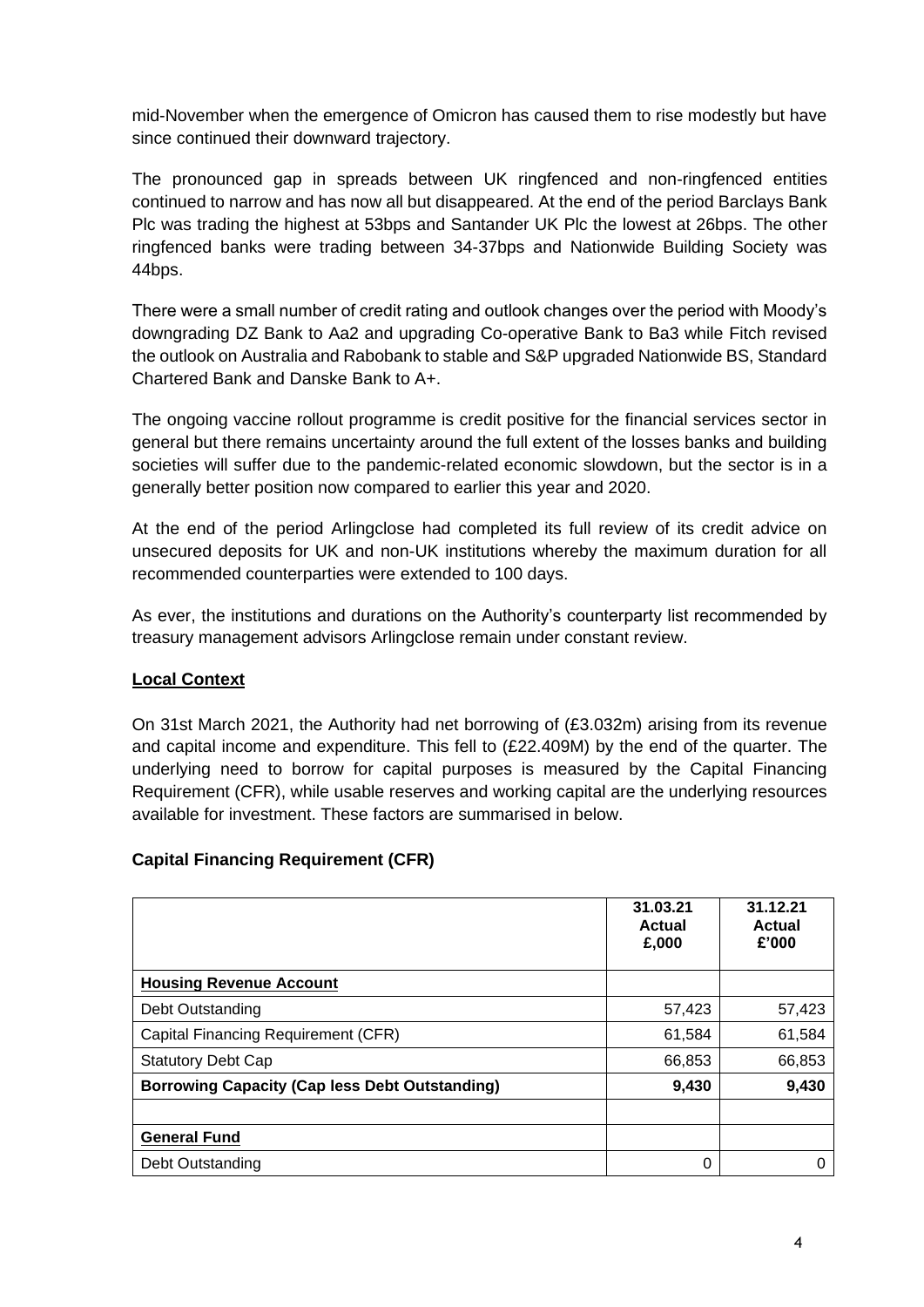mid-November when the emergence of Omicron has caused them to rise modestly but have since continued their downward trajectory.

The pronounced gap in spreads between UK ringfenced and non-ringfenced entities continued to narrow and has now all but disappeared. At the end of the period Barclays Bank Plc was trading the highest at 53bps and Santander UK Plc the lowest at 26bps. The other ringfenced banks were trading between 34-37bps and Nationwide Building Society was 44bps.

There were a small number of credit rating and outlook changes over the period with Moody's downgrading DZ Bank to Aa2 and upgrading Co-operative Bank to Ba3 while Fitch revised the outlook on Australia and Rabobank to stable and S&P upgraded Nationwide BS, Standard Chartered Bank and Danske Bank to A+.

The ongoing vaccine rollout programme is credit positive for the financial services sector in general but there remains uncertainty around the full extent of the losses banks and building societies will suffer due to the pandemic-related economic slowdown, but the sector is in a generally better position now compared to earlier this year and 2020.

At the end of the period Arlingclose had completed its full review of its credit advice on unsecured deposits for UK and non-UK institutions whereby the maximum duration for all recommended counterparties were extended to 100 days.

As ever, the institutions and durations on the Authority's counterparty list recommended by treasury management advisors Arlingclose remain under constant review.

## Local Context

On 31st March 2021, the Authority had net borrowing of (£3.032m) arising from its revenue and capital income and expenditure. This fell to (£22.409M) by the end of the quarter. The underlying need to borrow for capital purposes is measured by the Capital Financing Requirement (CFR), while usable reserves and working capital are the underlying resources available for investment. These factors are summarised in below.

### Capital Financing Requirement (CFR)

| | 31.03.21 Actual £,000 | 31.12.21 Actual £'000 |
|---|---|---|
| **Housing Revenue Account** | | |
| Debt Outstanding | 57,423 | 57,423 |
| Capital Financing Requirement (CFR) | 61,584 | 61,584 |
| Statutory Debt Cap | 66,853 | 66,853 |
| **Borrowing Capacity (Cap less Debt Outstanding)** | **9,430** | **9,430** |
| | | |
| **General Fund** | | |
| Debt Outstanding | 0 | 0 |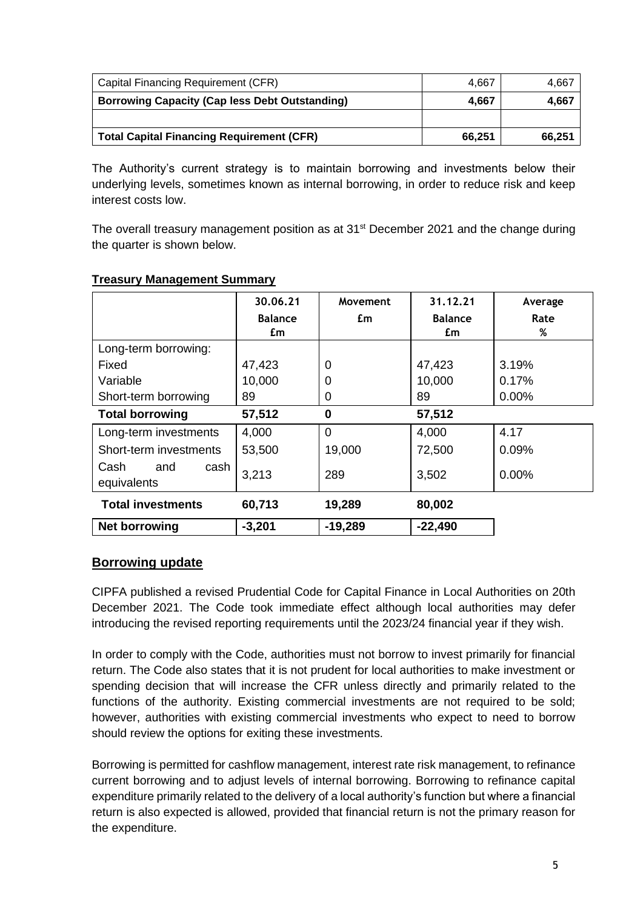| Capital Financing Requirement (CFR) | 4,667 | 4,667 |
|---|---|---|
| **Borrowing Capacity (Cap less Debt Outstanding)** | **4,667** | **4,667** |
| | | |
| **Total Capital Financing Requirement (CFR)** | **66,251** | **66,251** |

The Authority's current strategy is to maintain borrowing and investments below their underlying levels, sometimes known as internal borrowing, in order to reduce risk and keep interest costs low.

The overall treasury management position as at 31st December 2021 and the change during the quarter is shown below.

**Treasury Management Summary**

| | 30.06.21 Balance £m | Movement £m | 31.12.21 Balance £m | Average Rate % |
|---|---|---|---|---|
| Long-term borrowing: | | | | |
| Fixed | 47,423 | 0 | 47,423 | 3.19% |
| Variable | 10,000 | 0 | 10,000 | 0.17% |
| Short-term borrowing | 89 | 0 | 89 | 0.00% |
| **Total borrowing** | **57,512** | **0** | **57,512** | |
| Long-term investments | 4,000 | 0 | 4,000 | 4.17 |
| Short-term investments | 53,500 | 19,000 | 72,500 | 0.09% |
| Cash and cash equivalents | 3,213 | 289 | 3,502 | 0.00% |
| **Total investments** | **60,713** | **19,289** | **80,002** | |
| **Net borrowing** | **-3,201** | **-19,289** | **-22,490** | |

## Borrowing update

CIPFA published a revised Prudential Code for Capital Finance in Local Authorities on 20th December 2021. The Code took immediate effect although local authorities may defer introducing the revised reporting requirements until the 2023/24 financial year if they wish.

In order to comply with the Code, authorities must not borrow to invest primarily for financial return. The Code also states that it is not prudent for local authorities to make investment or spending decision that will increase the CFR unless directly and primarily related to the functions of the authority. Existing commercial investments are not required to be sold; however, authorities with existing commercial investments who expect to need to borrow should review the options for exiting these investments.

Borrowing is permitted for cashflow management, interest rate risk management, to refinance current borrowing and to adjust levels of internal borrowing. Borrowing to refinance capital expenditure primarily related to the delivery of a local authority's function but where a financial return is also expected is allowed, provided that financial return is not the primary reason for the expenditure.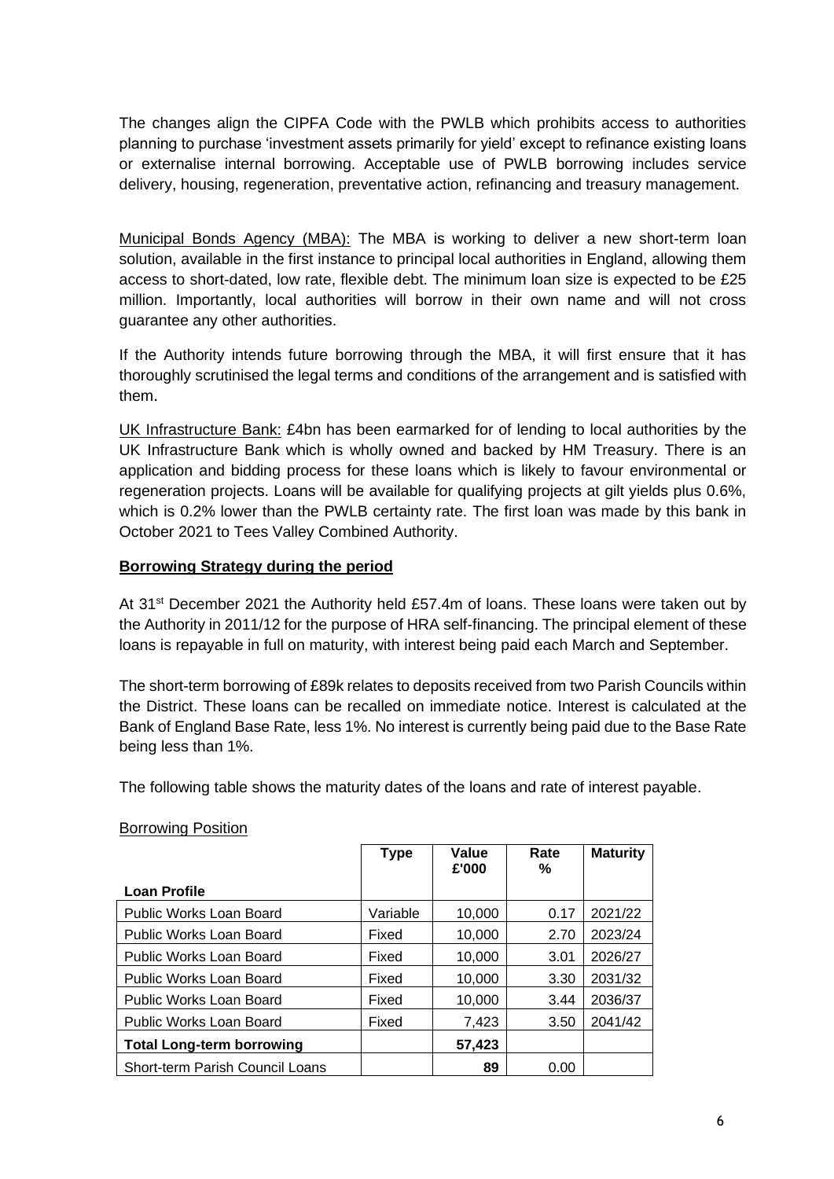The changes align the CIPFA Code with the PWLB which prohibits access to authorities planning to purchase 'investment assets primarily for yield' except to refinance existing loans or externalise internal borrowing. Acceptable use of PWLB borrowing includes service delivery, housing, regeneration, preventative action, refinancing and treasury management.

Municipal Bonds Agency (MBA): The MBA is working to deliver a new short-term loan solution, available in the first instance to principal local authorities in England, allowing them access to short-dated, low rate, flexible debt. The minimum loan size is expected to be £25 million. Importantly, local authorities will borrow in their own name and will not cross guarantee any other authorities.

If the Authority intends future borrowing through the MBA, it will first ensure that it has thoroughly scrutinised the legal terms and conditions of the arrangement and is satisfied with them.

UK Infrastructure Bank: £4bn has been earmarked for of lending to local authorities by the UK Infrastructure Bank which is wholly owned and backed by HM Treasury. There is an application and bidding process for these loans which is likely to favour environmental or regeneration projects. Loans will be available for qualifying projects at gilt yields plus 0.6%, which is 0.2% lower than the PWLB certainty rate. The first loan was made by this bank in October 2021 to Tees Valley Combined Authority.

## Borrowing Strategy during the period

At 31st December 2021 the Authority held £57.4m of loans. These loans were taken out by the Authority in 2011/12 for the purpose of HRA self-financing. The principal element of these loans is repayable in full on maturity, with interest being paid each March and September.

The short-term borrowing of £89k relates to deposits received from two Parish Councils within the District. These loans can be recalled on immediate notice. Interest is calculated at the Bank of England Base Rate, less 1%. No interest is currently being paid due to the Base Rate being less than 1%.

The following table shows the maturity dates of the loans and rate of interest payable.

Borrowing Position

| Loan Profile | Type | Value £'000 | Rate % | Maturity |
|---|---|---|---|---|
| Public Works Loan Board | Variable | 10,000 | 0.17 | 2021/22 |
| Public Works Loan Board | Fixed | 10,000 | 2.70 | 2023/24 |
| Public Works Loan Board | Fixed | 10,000 | 3.01 | 2026/27 |
| Public Works Loan Board | Fixed | 10,000 | 3.30 | 2031/32 |
| Public Works Loan Board | Fixed | 10,000 | 3.44 | 2036/37 |
| Public Works Loan Board | Fixed | 7,423 | 3.50 | 2041/42 |
| **Total Long-term borrowing** | | **57,423** | | |
| Short-term Parish Council Loans | | **89** | 0.00 | |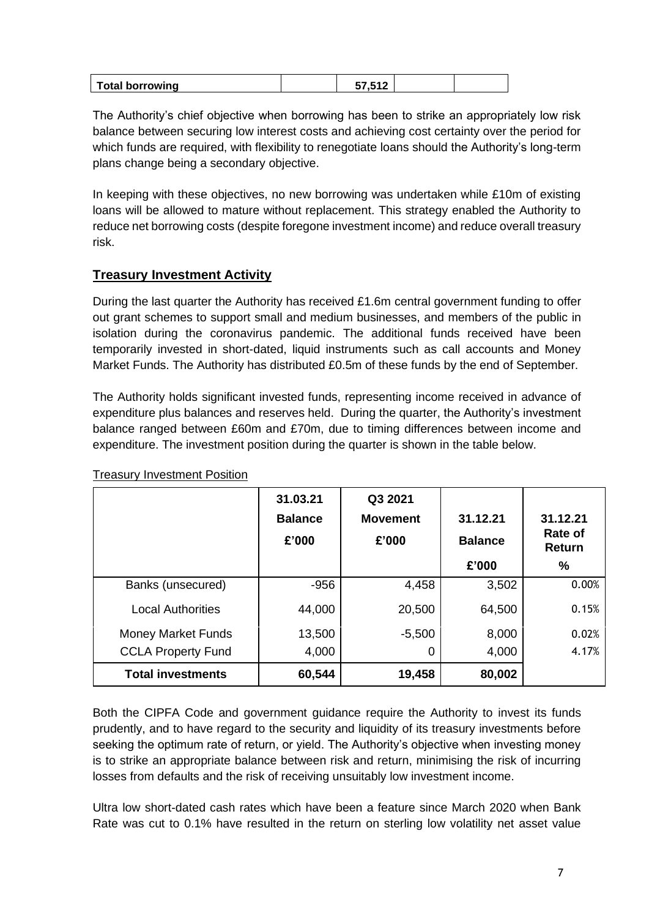| Total borrowing | | 57,512 | | |
|---|---|---|---|---|

The Authority's chief objective when borrowing has been to strike an appropriately low risk balance between securing low interest costs and achieving cost certainty over the period for which funds are required, with flexibility to renegotiate loans should the Authority's long-term plans change being a secondary objective.

In keeping with these objectives, no new borrowing was undertaken while £10m of existing loans will be allowed to mature without replacement. This strategy enabled the Authority to reduce net borrowing costs (despite foregone investment income) and reduce overall treasury risk.

## Treasury Investment Activity

During the last quarter the Authority has received £1.6m central government funding to offer out grant schemes to support small and medium businesses, and members of the public in isolation during the coronavirus pandemic. The additional funds received have been temporarily invested in short-dated, liquid instruments such as call accounts and Money Market Funds. The Authority has distributed £0.5m of these funds by the end of September.

The Authority holds significant invested funds, representing income received in advance of expenditure plus balances and reserves held. During the quarter, the Authority's investment balance ranged between £60m and £70m, due to timing differences between income and expenditure. The investment position during the quarter is shown in the table below.

Treasury Investment Position

| | 31.03.21 Balance £'000 | Q3 2021 Movement £'000 | 31.12.21 Balance £'000 | 31.12.21 Rate of Return % |
|---|---|---|---|---|
| Banks (unsecured) | -956 | 4,458 | 3,502 | 0.00% |
| Local Authorities | 44,000 | 20,500 | 64,500 | 0.15% |
| Money Market Funds | 13,500 | -5,500 | 8,000 | 0.02% |
| CCLA Property Fund | 4,000 | 0 | 4,000 | 4.17% |
| **Total investments** | **60,544** | **19,458** | **80,002** | |

Both the CIPFA Code and government guidance require the Authority to invest its funds prudently, and to have regard to the security and liquidity of its treasury investments before seeking the optimum rate of return, or yield. The Authority's objective when investing money is to strike an appropriate balance between risk and return, minimising the risk of incurring losses from defaults and the risk of receiving unsuitably low investment income.

Ultra low short-dated cash rates which have been a feature since March 2020 when Bank Rate was cut to 0.1% have resulted in the return on sterling low volatility net asset value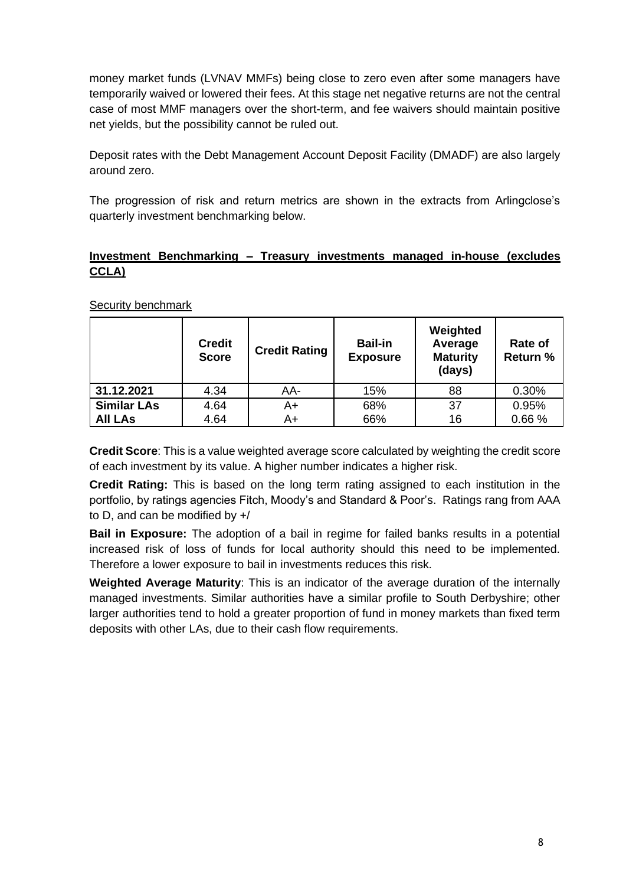money market funds (LVNAV MMFs) being close to zero even after some managers have temporarily waived or lowered their fees. At this stage net negative returns are not the central case of most MMF managers over the short-term, and fee waivers should maintain positive net yields, but the possibility cannot be ruled out.

Deposit rates with the Debt Management Account Deposit Facility (DMADF) are also largely around zero.

The progression of risk and return metrics are shown in the extracts from Arlingclose's quarterly investment benchmarking below.

**Investment Benchmarking – Treasury investments managed in-house (excludes CCLA)**

Security benchmark

| | Credit Score | Credit Rating | Bail-in Exposure | Weighted Average Maturity (days) | Rate of Return % |
|---|---|---|---|---|---|
| **31.12.2021** | 4.34 | AA- | 15% | 88 | 0.30% |
| **Similar LAs** | 4.64 | A+ | 68% | 37 | 0.95% |
| **All LAs** | 4.64 | A+ | 66% | 16 | 0.66 % |

**Credit Score**: This is a value weighted average score calculated by weighting the credit score of each investment by its value. A higher number indicates a higher risk.

**Credit Rating:** This is based on the long term rating assigned to each institution in the portfolio, by ratings agencies Fitch, Moody's and Standard & Poor's. Ratings rang from AAA to D, and can be modified by +/

**Bail in Exposure:** The adoption of a bail in regime for failed banks results in a potential increased risk of loss of funds for local authority should this need to be implemented. Therefore a lower exposure to bail in investments reduces this risk.

**Weighted Average Maturity**: This is an indicator of the average duration of the internally managed investments. Similar authorities have a similar profile to South Derbyshire; other larger authorities tend to hold a greater proportion of fund in money markets than fixed term deposits with other LAs, due to their cash flow requirements.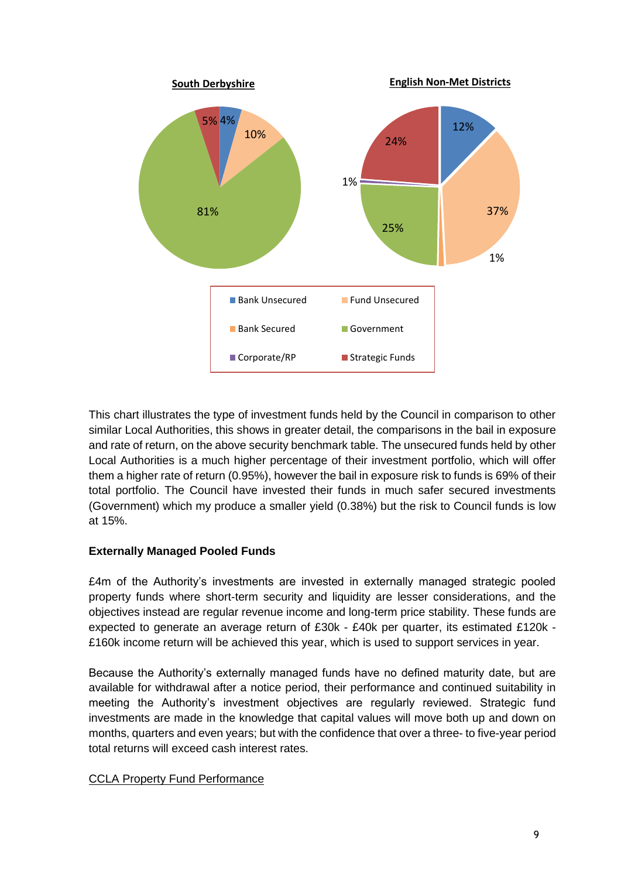**South Derbyshire**

**English Non-Met Districts**

| Category | South Derbyshire | English Non-Met Districts |
|---|---|---|
| Bank Unsecured | 4% | 12% |
| Fund Unsecured | 10% | 37% |
| Bank Secured | | 1% |
| Government | 81% | 25% |
| Corporate/RP | | 1% |
| Strategic Funds | 5% | 24% |

This chart illustrates the type of investment funds held by the Council in comparison to other similar Local Authorities, this shows in greater detail, the comparisons in the bail in exposure and rate of return, on the above security benchmark table. The unsecured funds held by other Local Authorities is a much higher percentage of their investment portfolio, which will offer them a higher rate of return (0.95%), however the bail in exposure risk to funds is 69% of their total portfolio. The Council have invested their funds in much safer secured investments (Government) which my produce a smaller yield (0.38%) but the risk to Council funds is low at 15%.

**Externally Managed Pooled Funds**

£4m of the Authority's investments are invested in externally managed strategic pooled property funds where short-term security and liquidity are lesser considerations, and the objectives instead are regular revenue income and long-term price stability. These funds are expected to generate an average return of £30k - £40k per quarter, its estimated £120k - £160k income return will be achieved this year, which is used to support services in year.

Because the Authority's externally managed funds have no defined maturity date, but are available for withdrawal after a notice period, their performance and continued suitability in meeting the Authority's investment objectives are regularly reviewed. Strategic fund investments are made in the knowledge that capital values will move both up and down on months, quarters and even years; but with the confidence that over a three- to five-year period total returns will exceed cash interest rates.

<u>CCLA Property Fund Performance</u>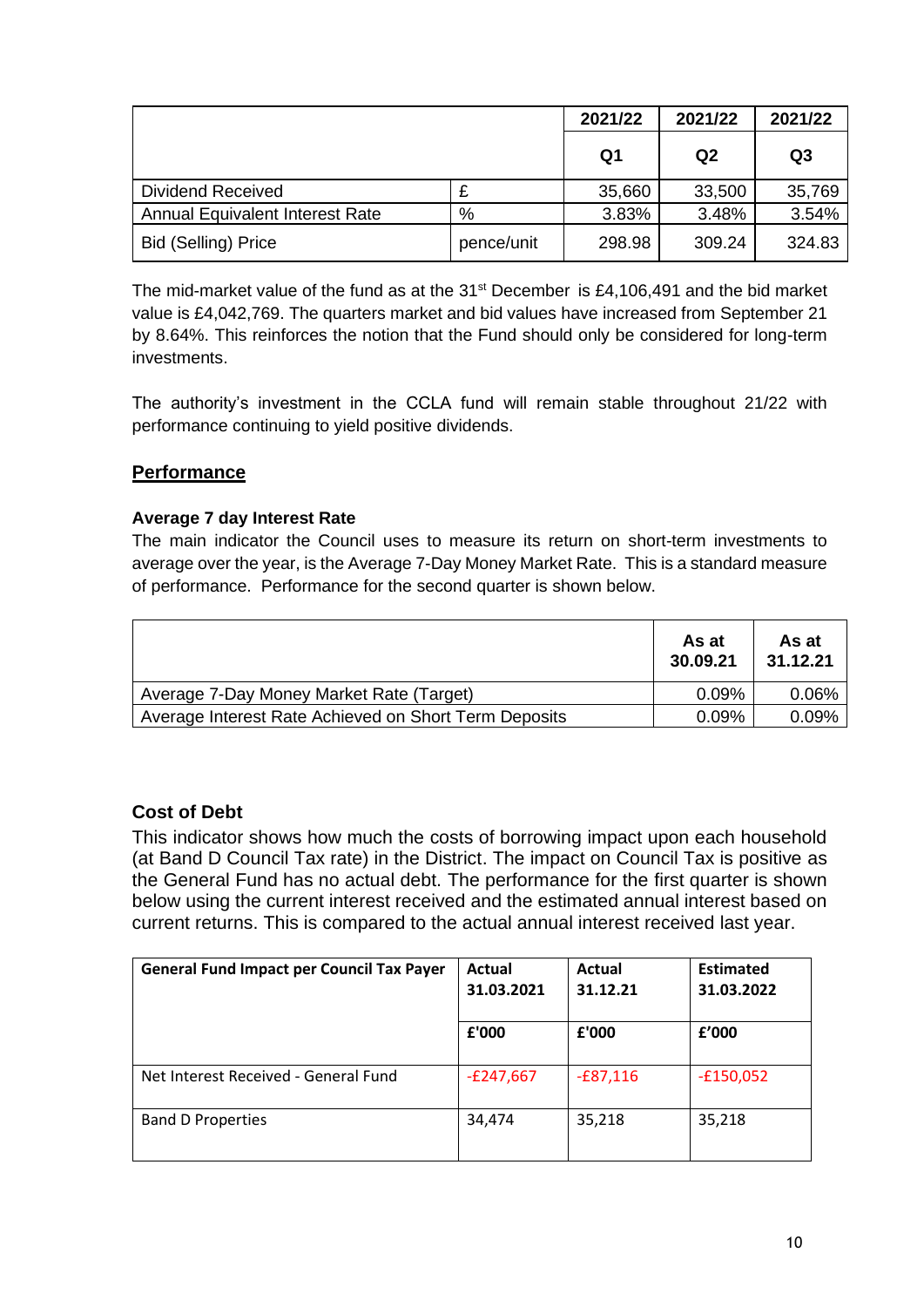| | | 2021/22 | 2021/22 | 2021/22 |
|---|---|---|---|---|
| | | Q1 | Q2 | Q3 |
| Dividend Received | £ | 35,660 | 33,500 | 35,769 |
| Annual Equivalent Interest Rate | % | 3.83% | 3.48% | 3.54% |
| Bid (Selling) Price | pence/unit | 298.98 | 309.24 | 324.83 |

The mid-market value of the fund as at the 31st December is £4,106,491 and the bid market value is £4,042,769. The quarters market and bid values have increased from September 21 by 8.64%. This reinforces the notion that the Fund should only be considered for long-term investments.

The authority's investment in the CCLA fund will remain stable throughout 21/22 with performance continuing to yield positive dividends.

## Performance

### Average 7 day Interest Rate

The main indicator the Council uses to measure its return on short-term investments to average over the year, is the Average 7-Day Money Market Rate. This is a standard measure of performance. Performance for the second quarter is shown below.

| | As at 30.09.21 | As at 31.12.21 |
|---|---|---|
| Average 7-Day Money Market Rate (Target) | 0.09% | 0.06% |
| Average Interest Rate Achieved on Short Term Deposits | 0.09% | 0.09% |

### Cost of Debt

This indicator shows how much the costs of borrowing impact upon each household (at Band D Council Tax rate) in the District. The impact on Council Tax is positive as the General Fund has no actual debt. The performance for the first quarter is shown below using the current interest received and the estimated annual interest based on current returns. This is compared to the actual annual interest received last year.

| General Fund Impact per Council Tax Payer | Actual 31.03.2021 | Actual 31.12.21 | Estimated 31.03.2022 |
|---|---|---|---|
| | £'000 | £'000 | £'000 |
| Net Interest Received - General Fund | -£247,667 | -£87,116 | -£150,052 |
| Band D Properties | 34,474 | 35,218 | 35,218 |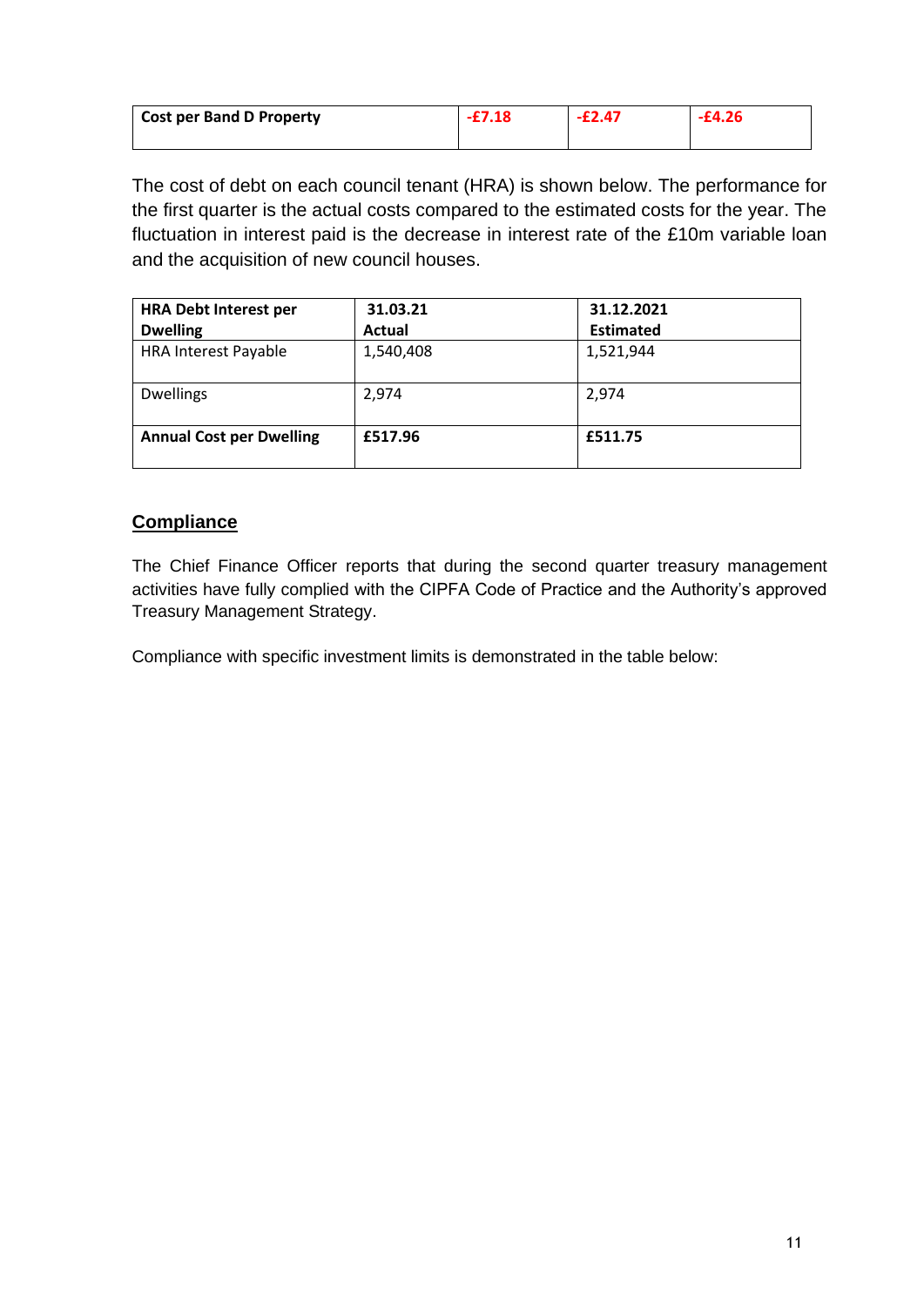| **Cost per Band D Property** | **-£7.18** | **-£2.47** | **-£4.26** |
|---|---|---|---|

The cost of debt on each council tenant (HRA) is shown below. The performance for the first quarter is the actual costs compared to the estimated costs for the year. The fluctuation in interest paid is the decrease in interest rate of the £10m variable loan and the acquisition of new council houses.

| **HRA Debt Interest per Dwelling** | **31.03.21 Actual** | **31.12.2021 Estimated** |
|---|---|---|
| HRA Interest Payable | 1,540,408 | 1,521,944 |
| Dwellings | 2,974 | 2,974 |
| **Annual Cost per Dwelling** | **£517.96** | **£511.75** |

## Compliance

The Chief Finance Officer reports that during the second quarter treasury management activities have fully complied with the CIPFA Code of Practice and the Authority's approved Treasury Management Strategy.

Compliance with specific investment limits is demonstrated in the table below: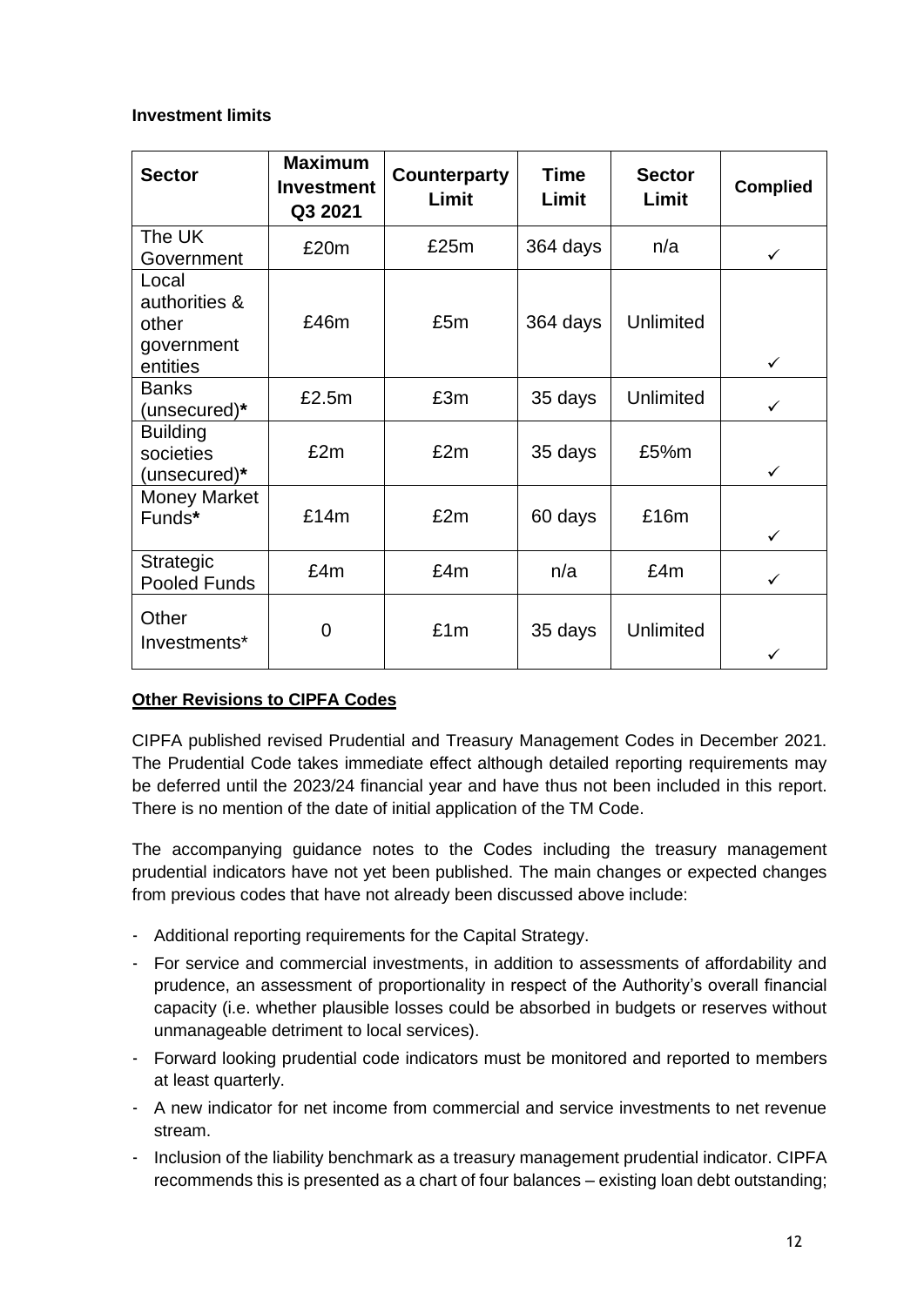**Investment limits**

| Sector | Maximum Investment Q3 2021 | Counterparty Limit | Time Limit | Sector Limit | Complied |
|---|---|---|---|---|---|
| The UK Government | £20m | £25m | 364 days | n/a | ✓ |
| Local authorities & other government entities | £46m | £5m | 364 days | Unlimited | ✓ |
| Banks (unsecured)* | £2.5m | £3m | 35 days | Unlimited | ✓ |
| Building societies (unsecured)* | £2m | £2m | 35 days | £5%m | ✓ |
| Money Market Funds* | £14m | £2m | 60 days | £16m | ✓ |
| Strategic Pooled Funds | £4m | £4m | n/a | £4m | ✓ |
| Other Investments* | 0 | £1m | 35 days | Unlimited | ✓ |

**<u>Other Revisions to CIPFA Codes</u>**

CIPFA published revised Prudential and Treasury Management Codes in December 2021. The Prudential Code takes immediate effect although detailed reporting requirements may be deferred until the 2023/24 financial year and have thus not been included in this report. There is no mention of the date of initial application of the TM Code.

The accompanying guidance notes to the Codes including the treasury management prudential indicators have not yet been published. The main changes or expected changes from previous codes that have not already been discussed above include:

- Additional reporting requirements for the Capital Strategy.
- For service and commercial investments, in addition to assessments of affordability and prudence, an assessment of proportionality in respect of the Authority's overall financial capacity (i.e. whether plausible losses could be absorbed in budgets or reserves without unmanageable detriment to local services).
- Forward looking prudential code indicators must be monitored and reported to members at least quarterly.
- A new indicator for net income from commercial and service investments to net revenue stream.
- Inclusion of the liability benchmark as a treasury management prudential indicator. CIPFA recommends this is presented as a chart of four balances – existing loan debt outstanding;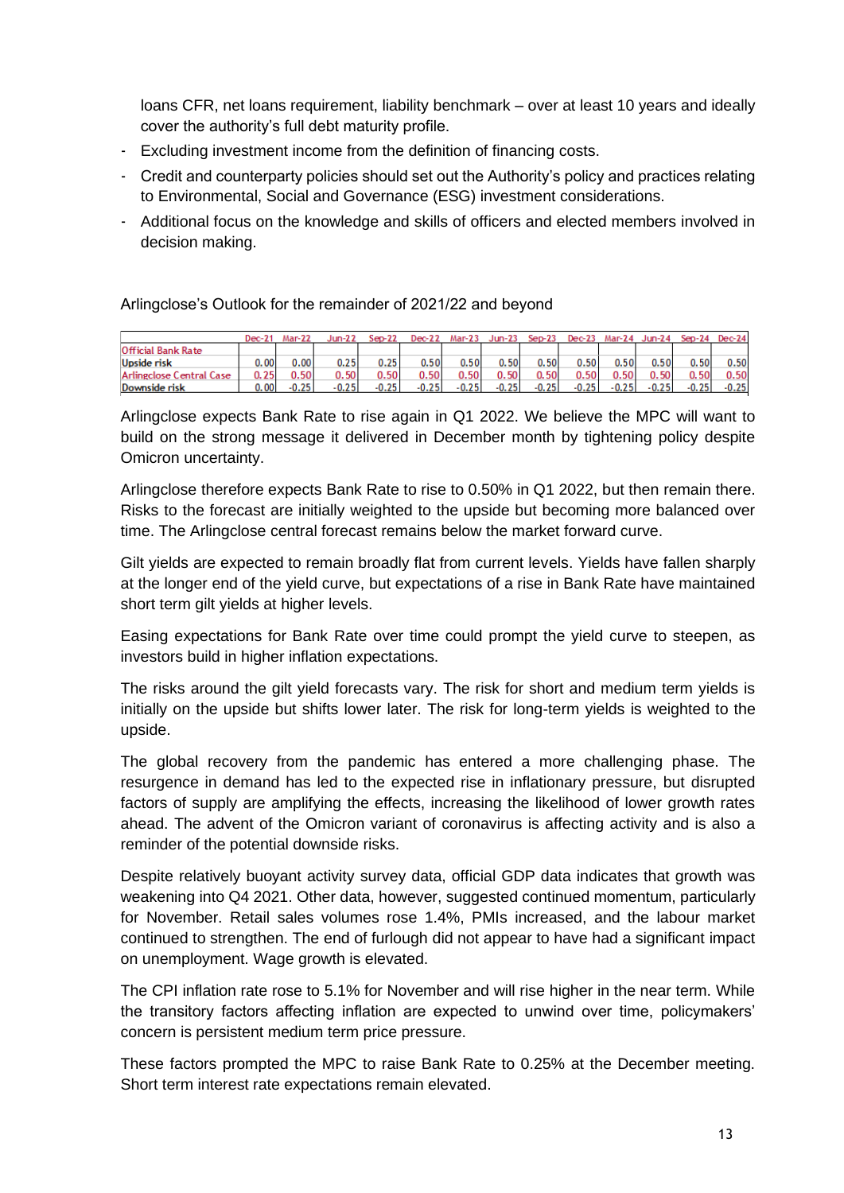loans CFR, net loans requirement, liability benchmark – over at least 10 years and ideally cover the authority's full debt maturity profile.

- Excluding investment income from the definition of financing costs.
- Credit and counterparty policies should set out the Authority's policy and practices relating to Environmental, Social and Governance (ESG) investment considerations.
- Additional focus on the knowledge and skills of officers and elected members involved in decision making.

Arlingclose's Outlook for the remainder of 2021/22 and beyond

| | Dec-21 | Mar-22 | Jun-22 | Sep-22 | Dec-22 | Mar-23 | Jun-23 | Sep-23 | Dec-23 | Mar-24 | Jun-24 | Sep-24 | Dec-24 |
|---|---|---|---|---|---|---|---|---|---|---|---|---|---|
| Official Bank Rate | | | | | | | | | | | | | |
| Upside risk | 0.00 | 0.00 | 0.25 | 0.25 | 0.50 | 0.50 | 0.50 | 0.50 | 0.50 | 0.50 | 0.50 | 0.50 | 0.50 |
| Arlingclose Central Case | 0.25 | 0.50 | 0.50 | 0.50 | 0.50 | 0.50 | 0.50 | 0.50 | 0.50 | 0.50 | 0.50 | 0.50 | 0.50 |
| Downside risk | 0.00 | -0.25 | -0.25 | -0.25 | -0.25 | -0.25 | -0.25 | -0.25 | -0.25 | -0.25 | -0.25 | -0.25 | -0.25 |

Arlingclose expects Bank Rate to rise again in Q1 2022. We believe the MPC will want to build on the strong message it delivered in December month by tightening policy despite Omicron uncertainty.

Arlingclose therefore expects Bank Rate to rise to 0.50% in Q1 2022, but then remain there. Risks to the forecast are initially weighted to the upside but becoming more balanced over time. The Arlingclose central forecast remains below the market forward curve.

Gilt yields are expected to remain broadly flat from current levels. Yields have fallen sharply at the longer end of the yield curve, but expectations of a rise in Bank Rate have maintained short term gilt yields at higher levels.

Easing expectations for Bank Rate over time could prompt the yield curve to steepen, as investors build in higher inflation expectations.

The risks around the gilt yield forecasts vary. The risk for short and medium term yields is initially on the upside but shifts lower later. The risk for long-term yields is weighted to the upside.

The global recovery from the pandemic has entered a more challenging phase. The resurgence in demand has led to the expected rise in inflationary pressure, but disrupted factors of supply are amplifying the effects, increasing the likelihood of lower growth rates ahead. The advent of the Omicron variant of coronavirus is affecting activity and is also a reminder of the potential downside risks.

Despite relatively buoyant activity survey data, official GDP data indicates that growth was weakening into Q4 2021. Other data, however, suggested continued momentum, particularly for November. Retail sales volumes rose 1.4%, PMIs increased, and the labour market continued to strengthen. The end of furlough did not appear to have had a significant impact on unemployment. Wage growth is elevated.

The CPI inflation rate rose to 5.1% for November and will rise higher in the near term. While the transitory factors affecting inflation are expected to unwind over time, policymakers' concern is persistent medium term price pressure.

These factors prompted the MPC to raise Bank Rate to 0.25% at the December meeting. Short term interest rate expectations remain elevated.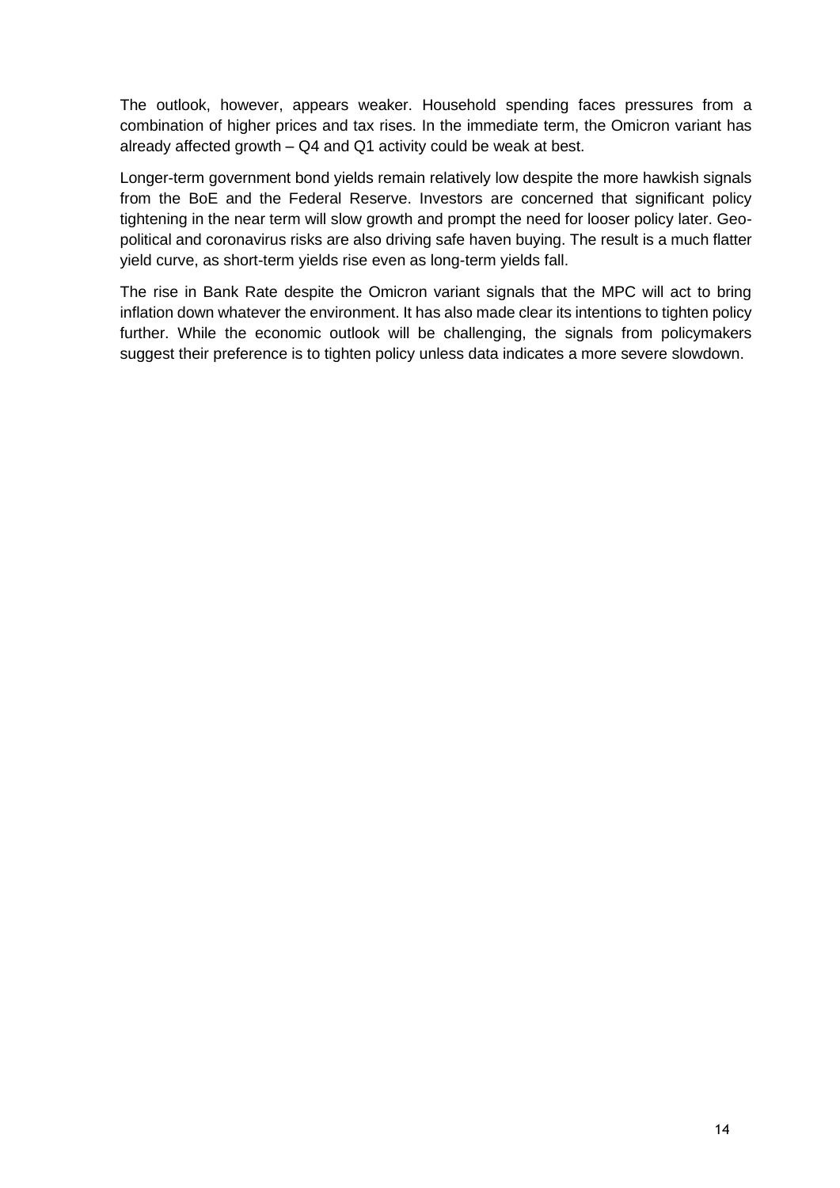The outlook, however, appears weaker. Household spending faces pressures from a combination of higher prices and tax rises. In the immediate term, the Omicron variant has already affected growth – Q4 and Q1 activity could be weak at best.

Longer-term government bond yields remain relatively low despite the more hawkish signals from the BoE and the Federal Reserve. Investors are concerned that significant policy tightening in the near term will slow growth and prompt the need for looser policy later. Geo-political and coronavirus risks are also driving safe haven buying. The result is a much flatter yield curve, as short-term yields rise even as long-term yields fall.

The rise in Bank Rate despite the Omicron variant signals that the MPC will act to bring inflation down whatever the environment. It has also made clear its intentions to tighten policy further. While the economic outlook will be challenging, the signals from policymakers suggest their preference is to tighten policy unless data indicates a more severe slowdown.